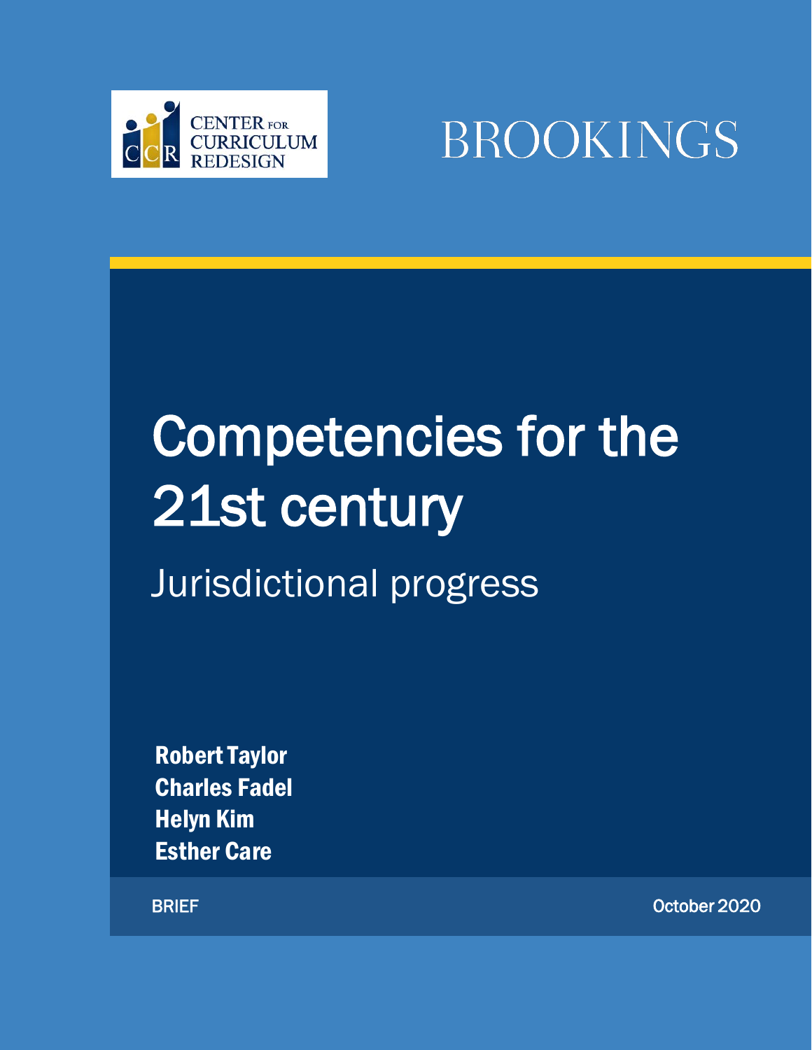CENTER FOR CURRICULUM REDESIGN

BROOKINGS

# Competencies for the 21st century

## Jurisdictional progress

**Robert Taylor**
**Charles Fadel**
**Helyn Kim**
**Esther Care**

BRIEF

October 2020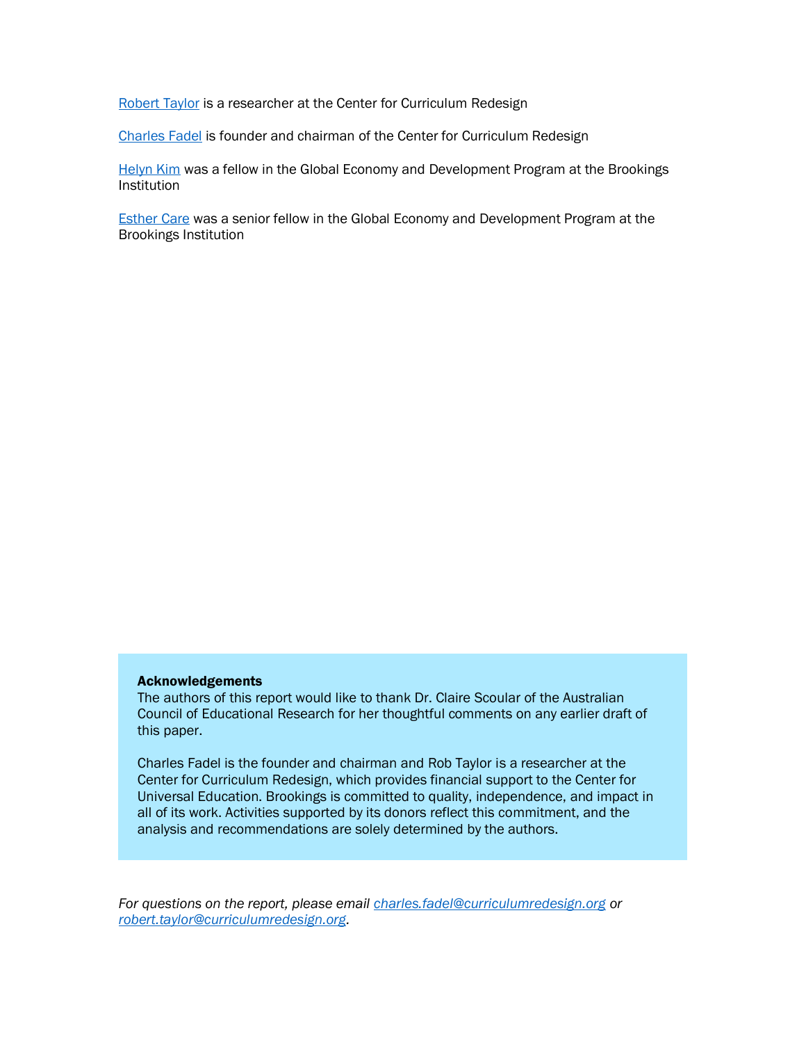[Robert Taylor](#) is a researcher at the Center for Curriculum Redesign

[Charles Fadel](#) is founder and chairman of the Center for Curriculum Redesign

[Helyn Kim](#) was a fellow in the Global Economy and Development Program at the Brookings Institution

[Esther Care](#) was a senior fellow in the Global Economy and Development Program at the Brookings Institution

**Acknowledgements**
The authors of this report would like to thank Dr. Claire Scoular of the Australian Council of Educational Research for her thoughtful comments on any earlier draft of this paper.

Charles Fadel is the founder and chairman and Rob Taylor is a researcher at the Center for Curriculum Redesign, which provides financial support to the Center for Universal Education. Brookings is committed to quality, independence, and impact in all of its work. Activities supported by its donors reflect this commitment, and the analysis and recommendations are solely determined by the authors.

*For questions on the report, please email [charles.fadel@curriculumredesign.org](mailto:charles.fadel@curriculumredesign.org) or [robert.taylor@curriculumredesign.org](mailto:robert.taylor@curriculumredesign.org).*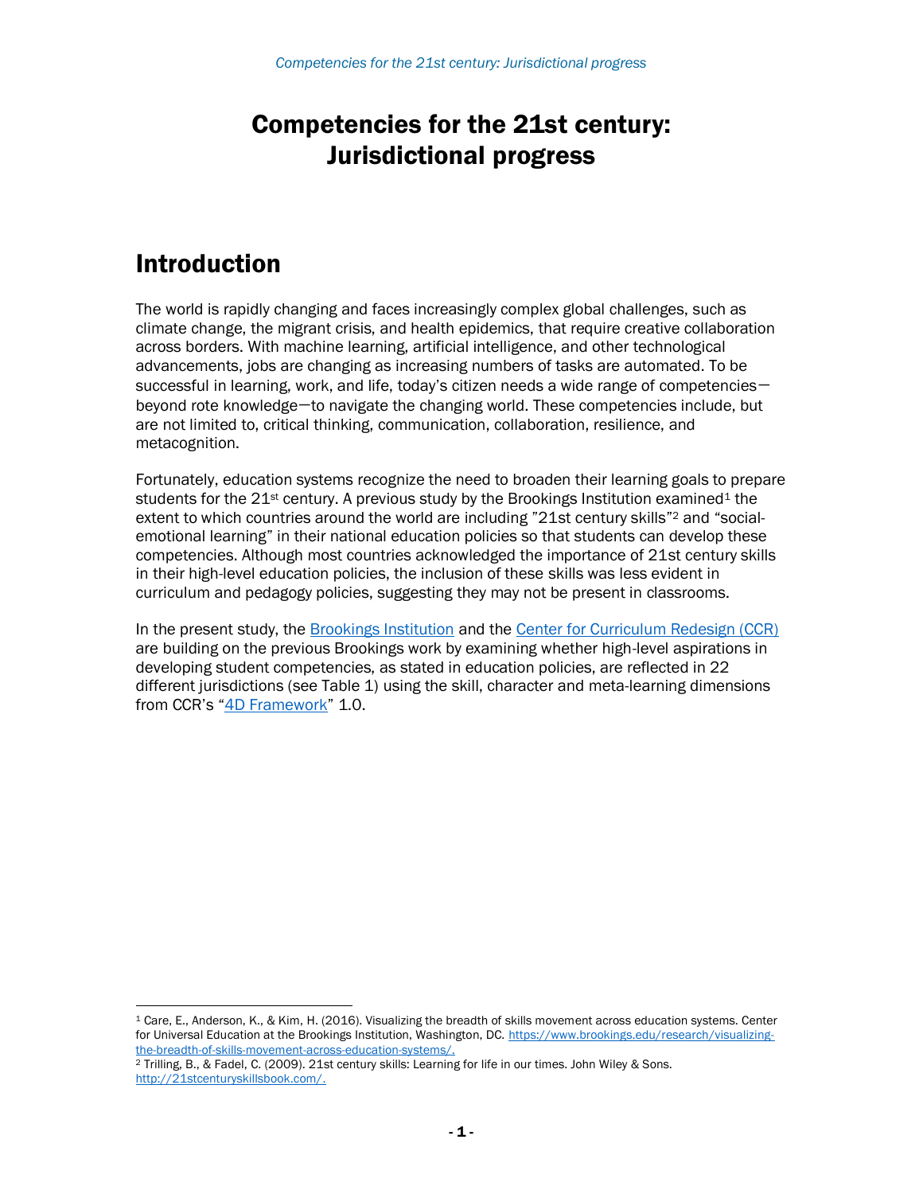# Competencies for the 21st century: Jurisdictional progress

## Introduction

The world is rapidly changing and faces increasingly complex global challenges, such as climate change, the migrant crisis, and health epidemics, that require creative collaboration across borders. With machine learning, artificial intelligence, and other technological advancements, jobs are changing as increasing numbers of tasks are automated. To be successful in learning, work, and life, today's citizen needs a wide range of competencies—beyond rote knowledge—to navigate the changing world. These competencies include, but are not limited to, critical thinking, communication, collaboration, resilience, and metacognition.

Fortunately, education systems recognize the need to broaden their learning goals to prepare students for the 21st century. A previous study by the Brookings Institution examined[1] the extent to which countries around the world are including "21st century skills"[2] and "social-emotional learning" in their national education policies so that students can develop these competencies. Although most countries acknowledged the importance of 21st century skills in their high-level education policies, the inclusion of these skills was less evident in curriculum and pedagogy policies, suggesting they may not be present in classrooms.

In the present study, the [Brookings Institution](https://www.brookings.edu) and the [Center for Curriculum Redesign (CCR)](https://curriculumredesign.org) are building on the previous Brookings work by examining whether high-level aspirations in developing student competencies, as stated in education policies, are reflected in 22 different jurisdictions (see Table 1) using the skill, character and meta-learning dimensions from CCR's "[4D Framework](https://curriculumredesign.org)" 1.0.

---

[1] Care, E., Anderson, K., & Kim, H. (2016). Visualizing the breadth of skills movement across education systems. Center for Universal Education at the Brookings Institution, Washington, DC. https://www.brookings.edu/research/visualizing-the-breadth-of-skills-movement-across-education-systems/.

[2] Trilling, B., & Fadel, C. (2009). 21st century skills: Learning for life in our times. John Wiley & Sons. http://21stcenturyskillsbook.com/.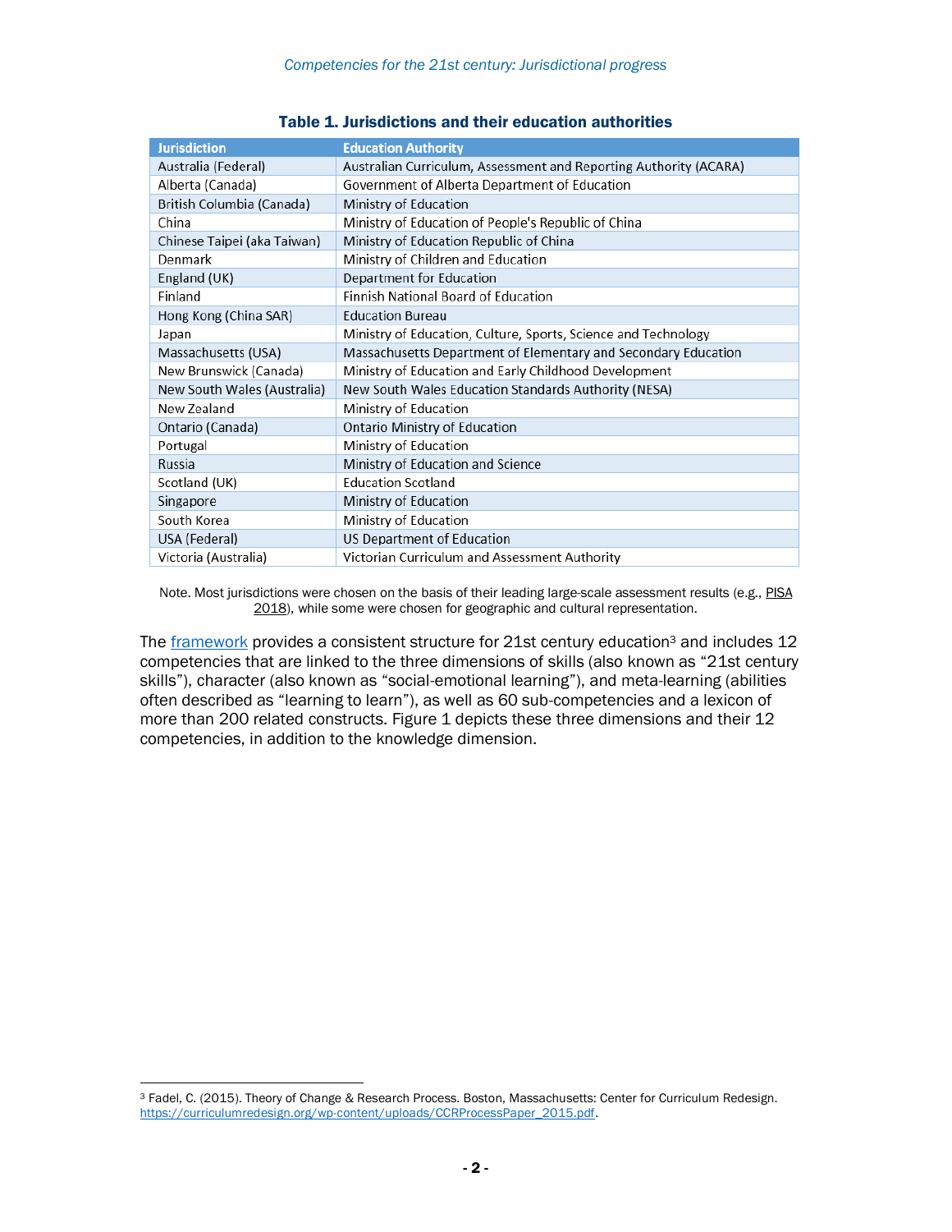**Table 1. Jurisdictions and their education authorities**

| Jurisdiction | Education Authority |
|---|---|
| Australia (Federal) | Australian Curriculum, Assessment and Reporting Authority (ACARA) |
| Alberta (Canada) | Government of Alberta Department of Education |
| British Columbia (Canada) | Ministry of Education |
| China | Ministry of Education of People's Republic of China |
| Chinese Taipei (aka Taiwan) | Ministry of Education Republic of China |
| Denmark | Ministry of Children and Education |
| England (UK) | Department for Education |
| Finland | Finnish National Board of Education |
| Hong Kong (China SAR) | Education Bureau |
| Japan | Ministry of Education, Culture, Sports, Science and Technology |
| Massachusetts (USA) | Massachusetts Department of Elementary and Secondary Education |
| New Brunswick (Canada) | Ministry of Education and Early Childhood Development |
| New South Wales (Australia) | New South Wales Education Standards Authority (NESA) |
| New Zealand | Ministry of Education |
| Ontario (Canada) | Ontario Ministry of Education |
| Portugal | Ministry of Education |
| Russia | Ministry of Education and Science |
| Scotland (UK) | Education Scotland |
| Singapore | Ministry of Education |
| South Korea | Ministry of Education |
| USA (Federal) | US Department of Education |
| Victoria (Australia) | Victorian Curriculum and Assessment Authority |

Note. Most jurisdictions were chosen on the basis of their leading large-scale assessment results (e.g., PISA 2018), while some were chosen for geographic and cultural representation.

The framework provides a consistent structure for 21st century education[3] and includes 12 competencies that are linked to the three dimensions of skills (also known as "21st century skills"), character (also known as "social-emotional learning"), and meta-learning (abilities often described as "learning to learn"), as well as 60 sub-competencies and a lexicon of more than 200 related constructs. Figure 1 depicts these three dimensions and their 12 competencies, in addition to the knowledge dimension.

[3] Fadel, C. (2015). Theory of Change & Research Process. Boston, Massachusetts: Center for Curriculum Redesign. https://curriculumredesign.org/wp-content/uploads/CCRProcessPaper_2015.pdf.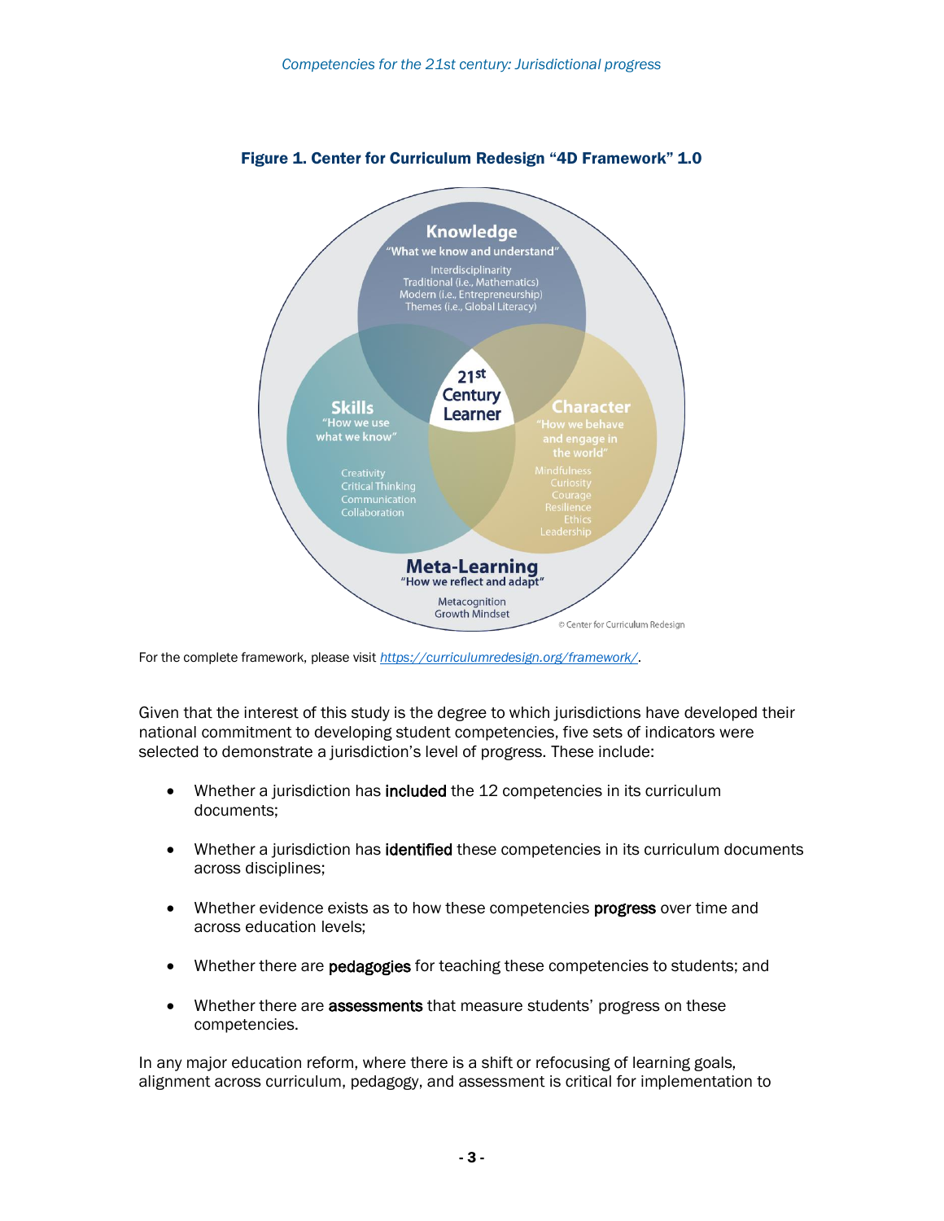**Figure 1. Center for Curriculum Redesign "4D Framework" 1.0**

Knowledge
"What we know and understand"
Interdisciplinarity
Traditional (i.e., Mathematics)
Modern (i.e., Entrepreneurship)
Themes (i.e., Global Literacy)

Skills
"How we use what we know"
Creativity
Critical Thinking
Communication
Collaboration

21st Century Learner

Character
"How we behave and engage in the world"
Mindfulness
Curiosity
Courage
Resilience
Ethics
Leadership

Meta-Learning
"How we reflect and adapt"
Metacognition
Growth Mindset

© Center for Curriculum Redesign

For the complete framework, please visit https://curriculumredesign.org/framework/.

Given that the interest of this study is the degree to which jurisdictions have developed their national commitment to developing student competencies, five sets of indicators were selected to demonstrate a jurisdiction's level of progress. These include:

- Whether a jurisdiction has **included** the 12 competencies in its curriculum documents;
- Whether a jurisdiction has **identified** these competencies in its curriculum documents across disciplines;
- Whether evidence exists as to how these competencies **progress** over time and across education levels;
- Whether there are **pedagogies** for teaching these competencies to students; and
- Whether there are **assessments** that measure students' progress on these competencies.

In any major education reform, where there is a shift or refocusing of learning goals, alignment across curriculum, pedagogy, and assessment is critical for implementation to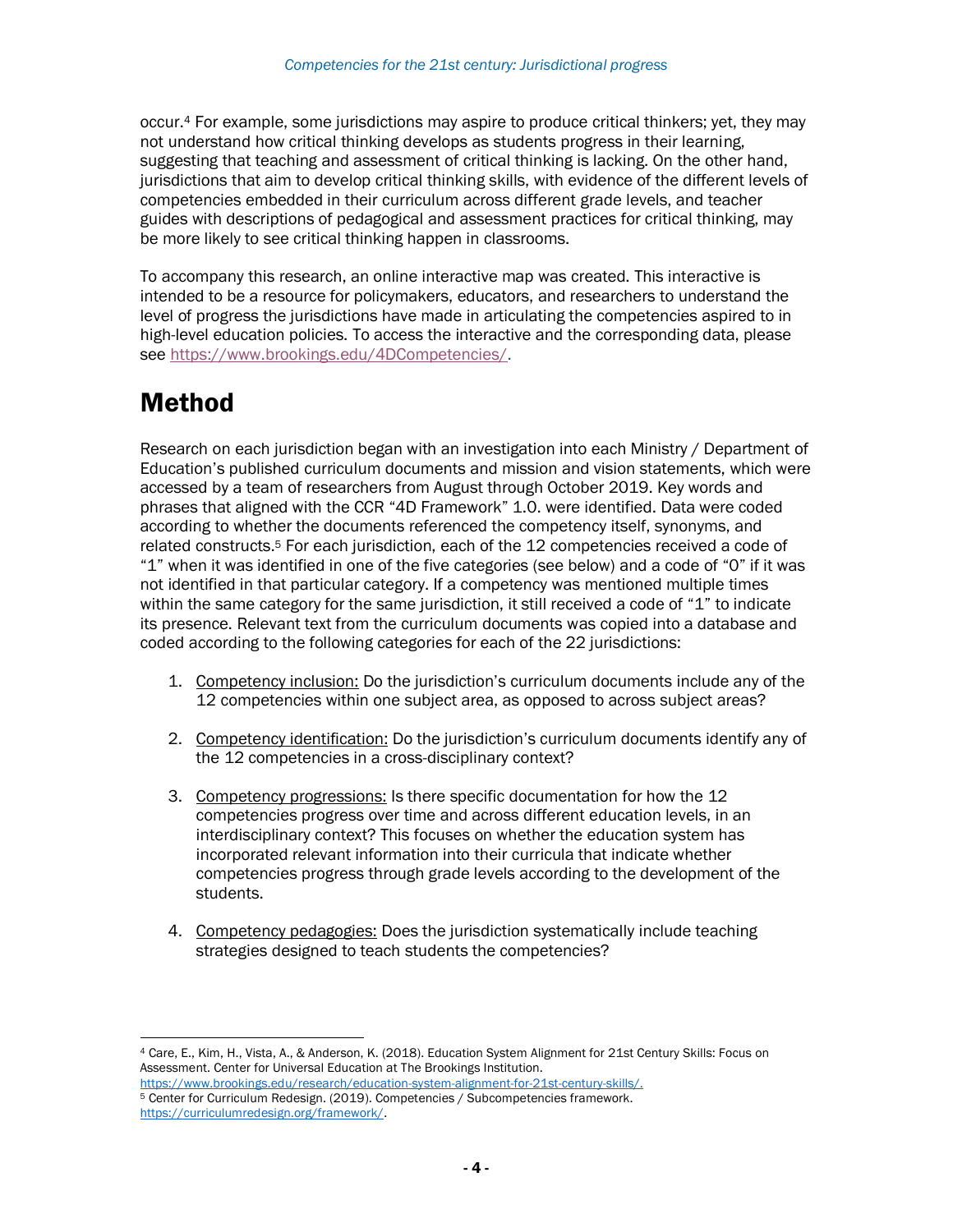occur.[4] For example, some jurisdictions may aspire to produce critical thinkers; yet, they may not understand how critical thinking develops as students progress in their learning, suggesting that teaching and assessment of critical thinking is lacking. On the other hand, jurisdictions that aim to develop critical thinking skills, with evidence of the different levels of competencies embedded in their curriculum across different grade levels, and teacher guides with descriptions of pedagogical and assessment practices for critical thinking, may be more likely to see critical thinking happen in classrooms.

To accompany this research, an online interactive map was created. This interactive is intended to be a resource for policymakers, educators, and researchers to understand the level of progress the jurisdictions have made in articulating the competencies aspired to in high-level education policies. To access the interactive and the corresponding data, please see https://www.brookings.edu/4DCompetencies/.

# Method

Research on each jurisdiction began with an investigation into each Ministry / Department of Education's published curriculum documents and mission and vision statements, which were accessed by a team of researchers from August through October 2019. Key words and phrases that aligned with the CCR "4D Framework" 1.0. were identified. Data were coded according to whether the documents referenced the competency itself, synonyms, and related constructs.[5] For each jurisdiction, each of the 12 competencies received a code of "1" when it was identified in one of the five categories (see below) and a code of "0" if it was not identified in that particular category. If a competency was mentioned multiple times within the same category for the same jurisdiction, it still received a code of "1" to indicate its presence. Relevant text from the curriculum documents was copied into a database and coded according to the following categories for each of the 22 jurisdictions:

1. Competency inclusion: Do the jurisdiction's curriculum documents include any of the 12 competencies within one subject area, as opposed to across subject areas?

2. Competency identification: Do the jurisdiction's curriculum documents identify any of the 12 competencies in a cross-disciplinary context?

3. Competency progressions: Is there specific documentation for how the 12 competencies progress over time and across different education levels, in an interdisciplinary context? This focuses on whether the education system has incorporated relevant information into their curricula that indicate whether competencies progress through grade levels according to the development of the students.

4. Competency pedagogies: Does the jurisdiction systematically include teaching strategies designed to teach students the competencies?

---

[4] Care, E., Kim, H., Vista, A., & Anderson, K. (2018). Education System Alignment for 21st Century Skills: Focus on Assessment. Center for Universal Education at The Brookings Institution. https://www.brookings.edu/research/education-system-alignment-for-21st-century-skills/.

[5] Center for Curriculum Redesign. (2019). Competencies / Subcompetencies framework. https://curriculumredesign.org/framework/.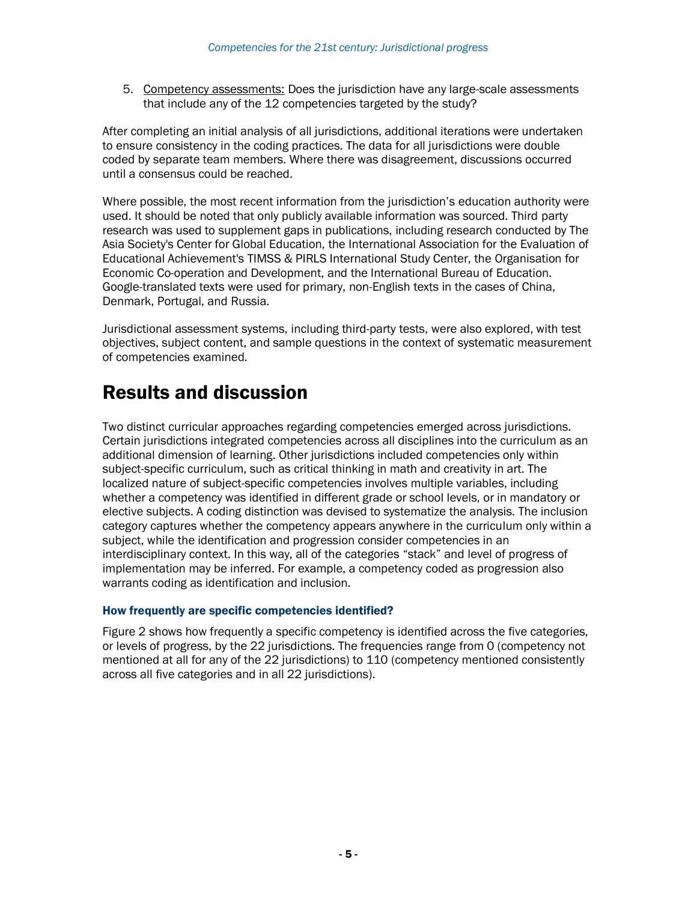5. Competency assessments: Does the jurisdiction have any large-scale assessments that include any of the 12 competencies targeted by the study?

After completing an initial analysis of all jurisdictions, additional iterations were undertaken to ensure consistency in the coding practices. The data for all jurisdictions were double coded by separate team members. Where there was disagreement, discussions occurred until a consensus could be reached.

Where possible, the most recent information from the jurisdiction's education authority were used. It should be noted that only publicly available information was sourced. Third party research was used to supplement gaps in publications, including research conducted by The Asia Society's Center for Global Education, the International Association for the Evaluation of Educational Achievement's TIMSS & PIRLS International Study Center, the Organisation for Economic Co-operation and Development, and the International Bureau of Education. Google-translated texts were used for primary, non-English texts in the cases of China, Denmark, Portugal, and Russia.

Jurisdictional assessment systems, including third-party tests, were also explored, with test objectives, subject content, and sample questions in the context of systematic measurement of competencies examined.

# Results and discussion

Two distinct curricular approaches regarding competencies emerged across jurisdictions. Certain jurisdictions integrated competencies across all disciplines into the curriculum as an additional dimension of learning. Other jurisdictions included competencies only within subject-specific curriculum, such as critical thinking in math and creativity in art. The localized nature of subject-specific competencies involves multiple variables, including whether a competency was identified in different grade or school levels, or in mandatory or elective subjects. A coding distinction was devised to systematize the analysis. The inclusion category captures whether the competency appears anywhere in the curriculum only within a subject, while the identification and progression consider competencies in an interdisciplinary context. In this way, all of the categories "stack" and level of progress of implementation may be inferred. For example, a competency coded as progression also warrants coding as identification and inclusion.

### How frequently are specific competencies identified?

Figure 2 shows how frequently a specific competency is identified across the five categories, or levels of progress, by the 22 jurisdictions. The frequencies range from 0 (competency not mentioned at all for any of the 22 jurisdictions) to 110 (competency mentioned consistently across all five categories and in all 22 jurisdictions).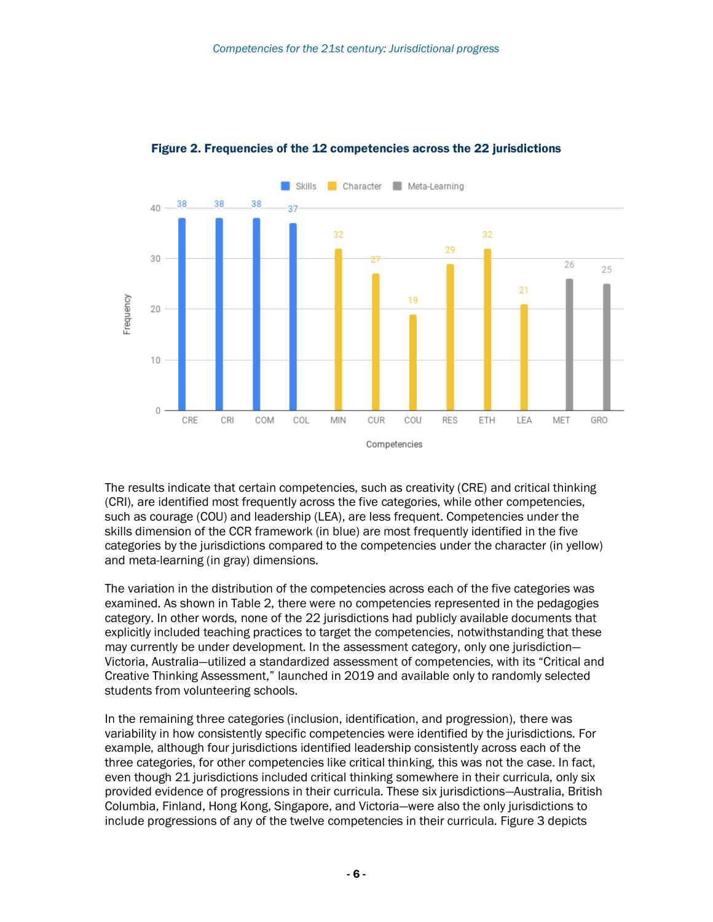**Figure 2. Frequencies of the 12 competencies across the 22 jurisdictions**

The results indicate that certain competencies, such as creativity (CRE) and critical thinking (CRI), are identified most frequently across the five categories, while other competencies, such as courage (COU) and leadership (LEA), are less frequent. Competencies under the skills dimension of the CCR framework (in blue) are most frequently identified in the five categories by the jurisdictions compared to the competencies under the character (in yellow) and meta-learning (in gray) dimensions.

The variation in the distribution of the competencies across each of the five categories was examined. As shown in Table 2, there were no competencies represented in the pedagogies category. In other words, none of the 22 jurisdictions had publicly available documents that explicitly included teaching practices to target the competencies, notwithstanding that these may currently be under development. In the assessment category, only one jurisdiction—Victoria, Australia—utilized a standardized assessment of competencies, with its "Critical and Creative Thinking Assessment," launched in 2019 and available only to randomly selected students from volunteering schools.

In the remaining three categories (inclusion, identification, and progression), there was variability in how consistently specific competencies were identified by the jurisdictions. For example, although four jurisdictions identified leadership consistently across each of the three categories, for other competencies like critical thinking, this was not the case. In fact, even though 21 jurisdictions included critical thinking somewhere in their curricula, only six provided evidence of progressions in their curricula. These six jurisdictions—Australia, British Columbia, Finland, Hong Kong, Singapore, and Victoria—were also the only jurisdictions to include progressions of any of the twelve competencies in their curricula. Figure 3 depicts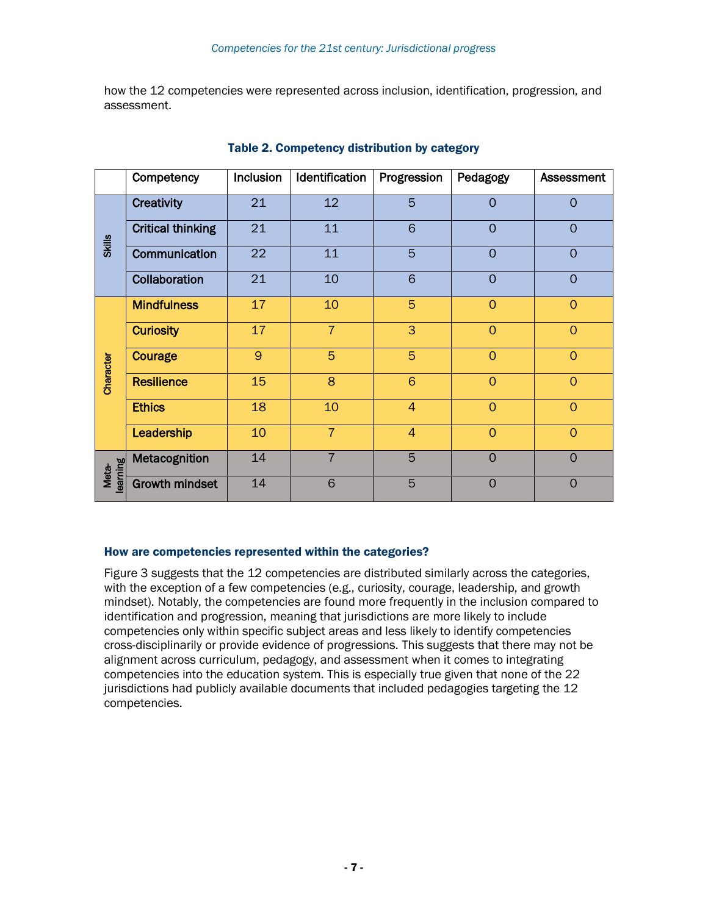how the 12 competencies were represented across inclusion, identification, progression, and assessment.

**Table 2. Competency distribution by category**

| | Competency | Inclusion | Identification | Progression | Pedagogy | Assessment |
|---|---|---|---|---|---|---|
| Skills | **Creativity** | 21 | 12 | 5 | 0 | 0 |
| | **Critical thinking** | 21 | 11 | 6 | 0 | 0 |
| | **Communication** | 22 | 11 | 5 | 0 | 0 |
| | **Collaboration** | 21 | 10 | 6 | 0 | 0 |
| Character | **Mindfulness** | 17 | 10 | 5 | 0 | 0 |
| | **Curiosity** | 17 | 7 | 3 | 0 | 0 |
| | **Courage** | 9 | 5 | 5 | 0 | 0 |
| | **Resilience** | 15 | 8 | 6 | 0 | 0 |
| | **Ethics** | 18 | 10 | 4 | 0 | 0 |
| | **Leadership** | 10 | 7 | 4 | 0 | 0 |
| Meta-learning | **Metacognition** | 14 | 7 | 5 | 0 | 0 |
| | **Growth mindset** | 14 | 6 | 5 | 0 | 0 |

### How are competencies represented within the categories?

Figure 3 suggests that the 12 competencies are distributed similarly across the categories, with the exception of a few competencies (e.g., curiosity, courage, leadership, and growth mindset). Notably, the competencies are found more frequently in the inclusion compared to identification and progression, meaning that jurisdictions are more likely to include competencies only within specific subject areas and less likely to identify competencies cross-disciplinarily or provide evidence of progressions. This suggests that there may not be alignment across curriculum, pedagogy, and assessment when it comes to integrating competencies into the education system. This is especially true given that none of the 22 jurisdictions had publicly available documents that included pedagogies targeting the 12 competencies.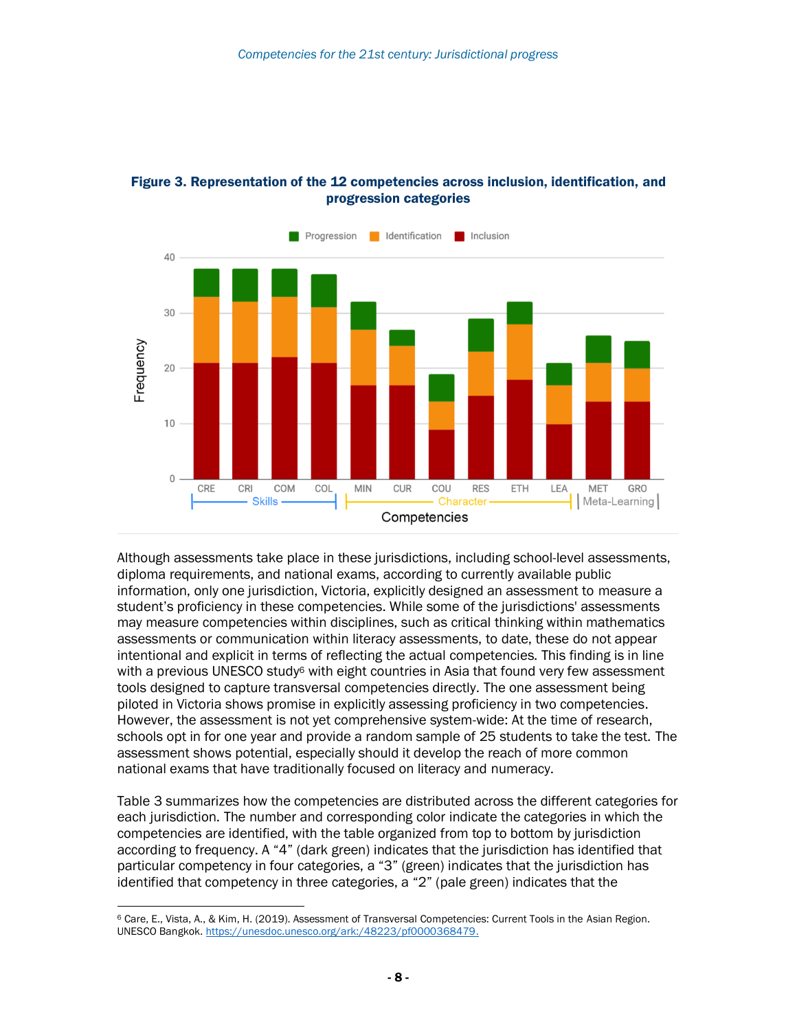**Figure 3. Representation of the 12 competencies across inclusion, identification, and progression categories**

Although assessments take place in these jurisdictions, including school-level assessments, diploma requirements, and national exams, according to currently available public information, only one jurisdiction, Victoria, explicitly designed an assessment to measure a student's proficiency in these competencies. While some of the jurisdictions' assessments may measure competencies within disciplines, such as critical thinking within mathematics assessments or communication within literacy assessments, to date, these do not appear intentional and explicit in terms of reflecting the actual competencies. This finding is in line with a previous UNESCO study[6] with eight countries in Asia that found very few assessment tools designed to capture transversal competencies directly. The one assessment being piloted in Victoria shows promise in explicitly assessing proficiency in two competencies. However, the assessment is not yet comprehensive system-wide: At the time of research, schools opt in for one year and provide a random sample of 25 students to take the test. The assessment shows potential, especially should it develop the reach of more common national exams that have traditionally focused on literacy and numeracy.

Table 3 summarizes how the competencies are distributed across the different categories for each jurisdiction. The number and corresponding color indicate the categories in which the competencies are identified, with the table organized from top to bottom by jurisdiction according to frequency. A "4" (dark green) indicates that the jurisdiction has identified that particular competency in four categories, a "3" (green) indicates that the jurisdiction has identified that competency in three categories, a "2" (pale green) indicates that the

[6] Care, E., Vista, A., & Kim, H. (2019). Assessment of Transversal Competencies: Current Tools in the Asian Region. UNESCO Bangkok. https://unesdoc.unesco.org/ark:/48223/pf0000368479.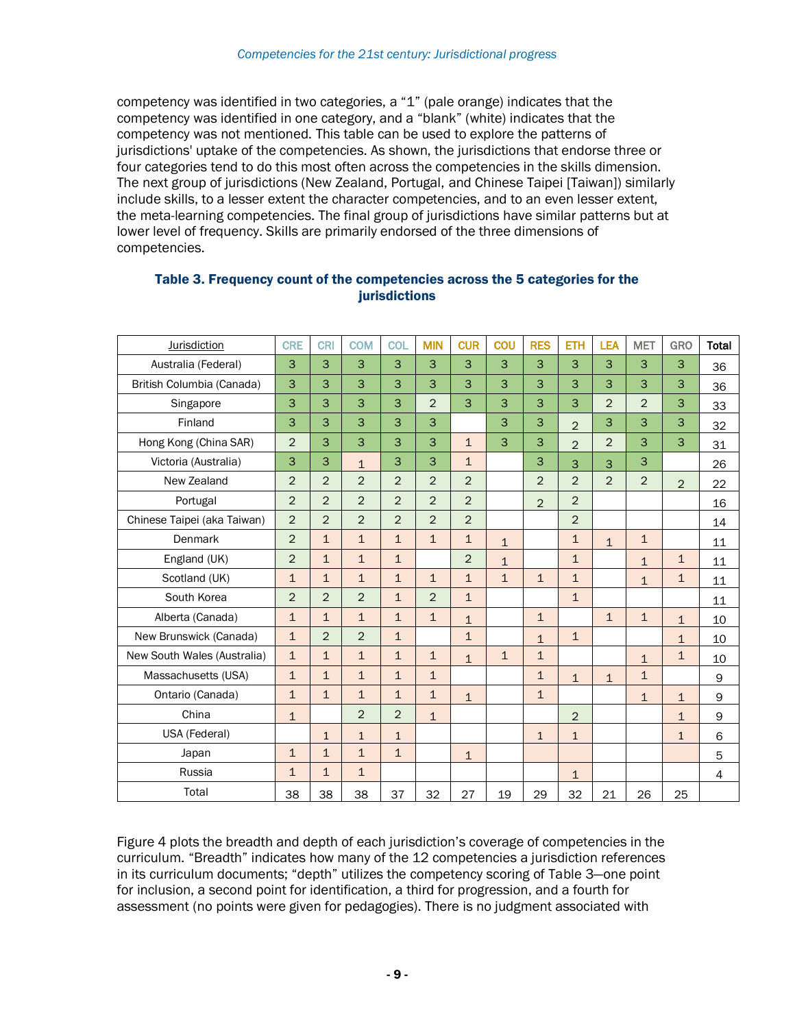competency was identified in two categories, a “1” (pale orange) indicates that the competency was identified in one category, and a “blank” (white) indicates that the competency was not mentioned. This table can be used to explore the patterns of jurisdictions' uptake of the competencies. As shown, the jurisdictions that endorse three or four categories tend to do this most often across the competencies in the skills dimension. The next group of jurisdictions (New Zealand, Portugal, and Chinese Taipei [Taiwan]) similarly include skills, to a lesser extent the character competencies, and to an even lesser extent, the meta-learning competencies. The final group of jurisdictions have similar patterns but at lower level of frequency. Skills are primarily endorsed of the three dimensions of competencies.

**Table 3. Frequency count of the competencies across the 5 categories for the jurisdictions**

| Jurisdiction | CRE | CRI | COM | COL | MIN | CUR | COU | RES | ETH | LEA | MET | GRO | Total |
|---|---|---|---|---|---|---|---|---|---|---|---|---|---|
| Australia (Federal) | 3 | 3 | 3 | 3 | 3 | 3 | 3 | 3 | 3 | 3 | 3 | 3 | 36 |
| British Columbia (Canada) | 3 | 3 | 3 | 3 | 3 | 3 | 3 | 3 | 3 | 3 | 3 | 3 | 36 |
| Singapore | 3 | 3 | 3 | 3 | 2 | 3 | 3 | 3 | 3 | 2 | 2 | 3 | 33 |
| Finland | 3 | 3 | 3 | 3 | 3 | | 3 | 3 | 2 | 3 | 3 | 3 | 32 |
| Hong Kong (China SAR) | 2 | 3 | 3 | 3 | 3 | 1 | 3 | 3 | 2 | 2 | 3 | 3 | 31 |
| Victoria (Australia) | 3 | 3 | 1 | 3 | 3 | 1 | | 3 | 3 | 3 | 3 | | 26 |
| New Zealand | 2 | 2 | 2 | 2 | 2 | 2 | | 2 | 2 | 2 | 2 | 2 | 22 |
| Portugal | 2 | 2 | 2 | 2 | 2 | 2 | | 2 | 2 | | | | 16 |
| Chinese Taipei (aka Taiwan) | 2 | 2 | 2 | 2 | 2 | 2 | | | 2 | | | | 14 |
| Denmark | 2 | 1 | 1 | 1 | 1 | 1 | 1 | | 1 | 1 | 1 | | 11 |
| England (UK) | 2 | 1 | 1 | 1 | | 2 | 1 | | 1 | | 1 | 1 | 11 |
| Scotland (UK) | 1 | 1 | 1 | 1 | 1 | 1 | 1 | 1 | 1 | | 1 | 1 | 11 |
| South Korea | 2 | 2 | 2 | 1 | 2 | 1 | | | 1 | | | | 11 |
| Alberta (Canada) | 1 | 1 | 1 | 1 | 1 | 1 | | 1 | | 1 | 1 | 1 | 10 |
| New Brunswick (Canada) | 1 | 2 | 2 | 1 | | 1 | | 1 | 1 | | | 1 | 10 |
| New South Wales (Australia) | 1 | 1 | 1 | 1 | 1 | 1 | 1 | 1 | | | 1 | 1 | 10 |
| Massachusetts (USA) | 1 | 1 | 1 | 1 | 1 | | | 1 | 1 | 1 | 1 | | 9 |
| Ontario (Canada) | 1 | 1 | 1 | 1 | 1 | 1 | | 1 | | | 1 | 1 | 9 |
| China | 1 | | 2 | 2 | 1 | | | | 2 | | | 1 | 9 |
| USA (Federal) | | 1 | 1 | 1 | | | | 1 | 1 | | | 1 | 6 |
| Japan | 1 | 1 | 1 | 1 | | 1 | | | | | | | 5 |
| Russia | 1 | 1 | 1 | | | | | | 1 | | | | 4 |
| Total | 38 | 38 | 38 | 37 | 32 | 27 | 19 | 29 | 32 | 21 | 26 | 25 | |

Figure 4 plots the breadth and depth of each jurisdiction's coverage of competencies in the curriculum. “Breadth” indicates how many of the 12 competencies a jurisdiction references in its curriculum documents; “depth” utilizes the competency scoring of Table 3—one point for inclusion, a second point for identification, a third for progression, and a fourth for assessment (no points were given for pedagogies). There is no judgment associated with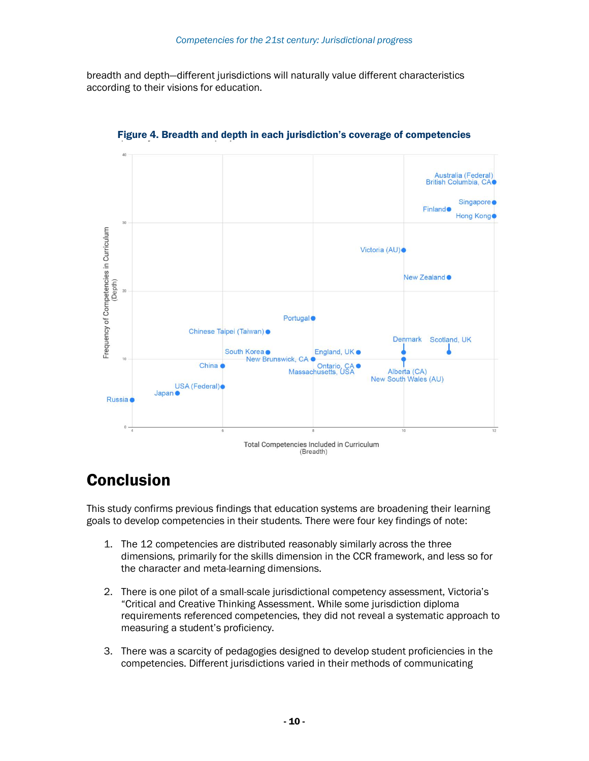breadth and depth—different jurisdictions will naturally value different characteristics according to their visions for education.

**Figure 4. Breadth and depth in each jurisdiction's coverage of competencies**

# Conclusion

This study confirms previous findings that education systems are broadening their learning goals to develop competencies in their students. There were four key findings of note:

1. The 12 competencies are distributed reasonably similarly across the three dimensions, primarily for the skills dimension in the CCR framework, and less so for the character and meta-learning dimensions.

2. There is one pilot of a small-scale jurisdictional competency assessment, Victoria's "Critical and Creative Thinking Assessment. While some jurisdiction diploma requirements referenced competencies, they did not reveal a systematic approach to measuring a student's proficiency.

3. There was a scarcity of pedagogies designed to develop student proficiencies in the competencies. Different jurisdictions varied in their methods of communicating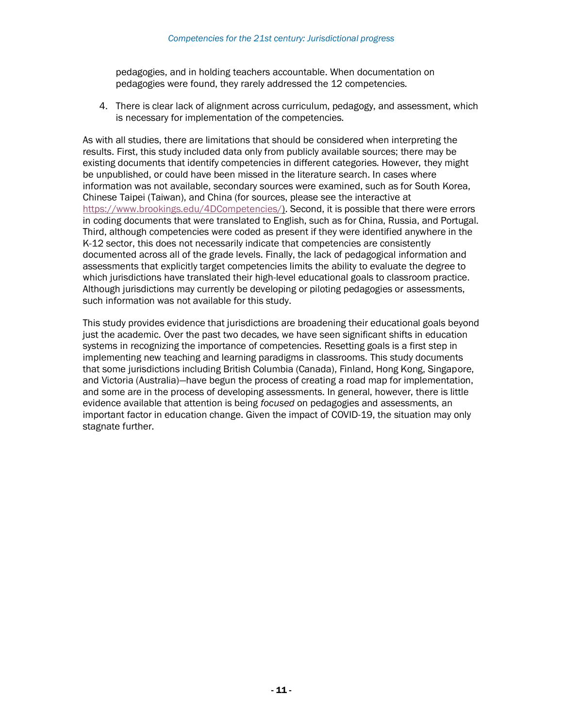pedagogies, and in holding teachers accountable. When documentation on pedagogies were found, they rarely addressed the 12 competencies.

4. There is clear lack of alignment across curriculum, pedagogy, and assessment, which is necessary for implementation of the competencies.

As with all studies, there are limitations that should be considered when interpreting the results. First, this study included data only from publicly available sources; there may be existing documents that identify competencies in different categories. However, they might be unpublished, or could have been missed in the literature search. In cases where information was not available, secondary sources were examined, such as for South Korea, Chinese Taipei (Taiwan), and China (for sources, please see the interactive at https://www.brookings.edu/4DCompetencies/). Second, it is possible that there were errors in coding documents that were translated to English, such as for China, Russia, and Portugal. Third, although competencies were coded as present if they were identified anywhere in the K-12 sector, this does not necessarily indicate that competencies are consistently documented across all of the grade levels. Finally, the lack of pedagogical information and assessments that explicitly target competencies limits the ability to evaluate the degree to which jurisdictions have translated their high-level educational goals to classroom practice. Although jurisdictions may currently be developing or piloting pedagogies or assessments, such information was not available for this study.

This study provides evidence that jurisdictions are broadening their educational goals beyond just the academic. Over the past two decades, we have seen significant shifts in education systems in recognizing the importance of competencies. Resetting goals is a first step in implementing new teaching and learning paradigms in classrooms. This study documents that some jurisdictions including British Columbia (Canada), Finland, Hong Kong, Singapore, and Victoria (Australia)—have begun the process of creating a road map for implementation, and some are in the process of developing assessments. In general, however, there is little evidence available that attention is being *focused* on pedagogies and assessments, an important factor in education change. Given the impact of COVID-19, the situation may only stagnate further.